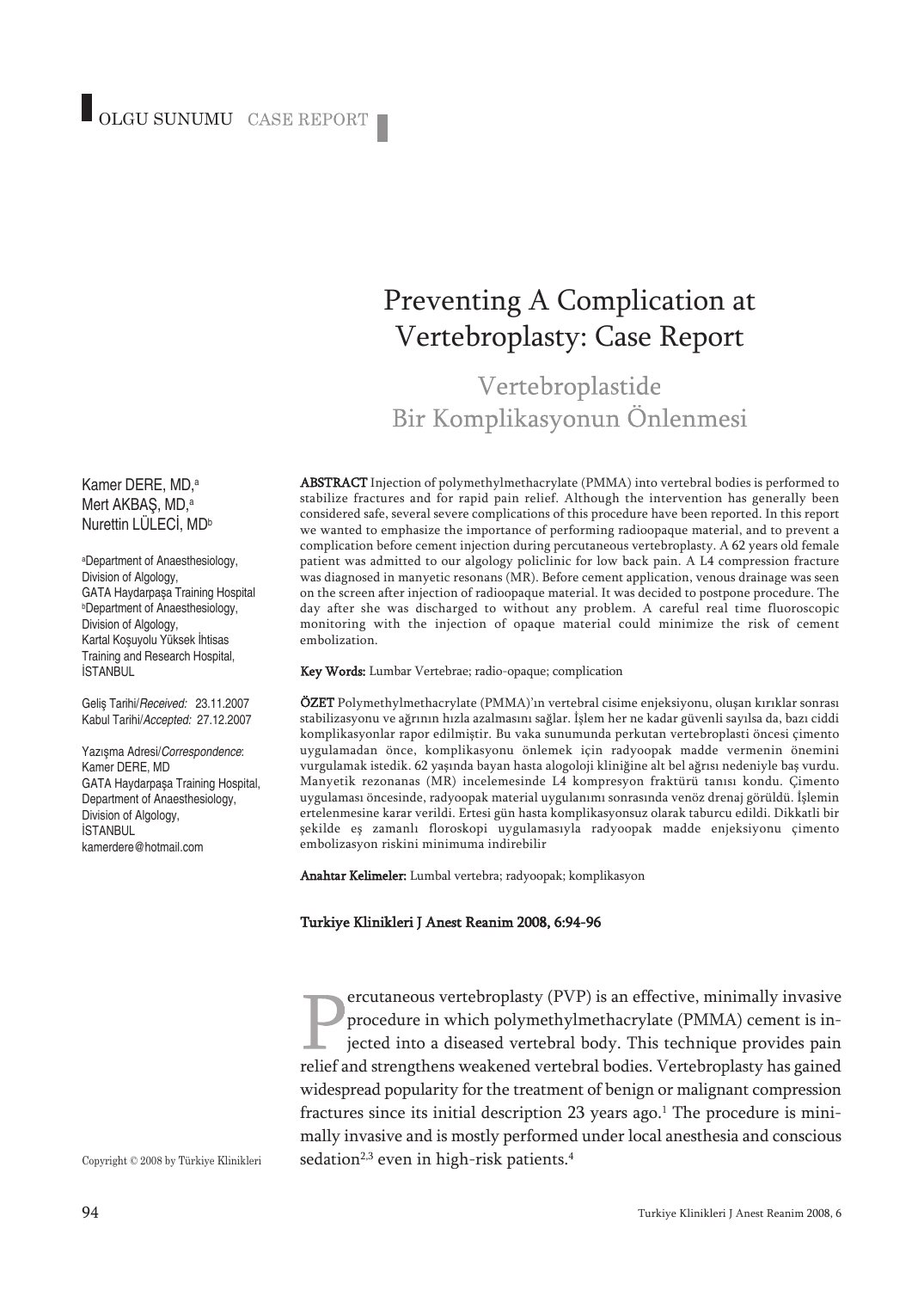OLGU SUNUMU CASE REPORT

# Preventing A Complication at Vertebroplasty: Case Report

## Vertebroplastide Bir Komplikasyonun Önlenmesi

Kamer DERE, MD,[a]
Mert AKBAŞ, MD,[a]
Nurettin LÜLECİ, MD[b]

[a]Department of Anaesthesiology, Division of Algology, GATA Haydarpaşa Training Hospital
[b]Department of Anaesthesiology, Division of Algology, Kartal Koşuyolu Yüksek İhtisas Training and Research Hospital, İSTANBUL

Geliş Tarihi/*Received:* 23.11.2007
Kabul Tarihi/*Accepted:* 27.12.2007

Yazışma Adresi/*Correspondence*:
Kamer DERE, MD
GATA Haydarpaşa Training Hospital, Department of Anaesthesiology, Division of Algology, İSTANBUL
kamerdere@hotmail.com

**ABSTRACT** Injection of polymethylmethacrylate (PMMA) into vertebral bodies is performed to stabilize fractures and for rapid pain relief. Although the intervention has generally been considered safe, several severe complications of this procedure have been reported. In this report we wanted to emphasize the importance of performing radioopaque material, and to prevent a complication before cement injection during percutaneous vertebroplasty. A 62 years old female patient was admitted to our algology policlinic for low back pain. A L4 compression fracture was diagnosed in manyetic resonans (MR). Before cement application, venous drainage was seen on the screen after injection of radioopaque material. It was decided to postpone procedure. The day after she was discharged to without any problem. A careful real time fluoroscopic monitoring with the injection of opaque material could minimize the risk of cement embolization.

**Key Words:** Lumbar Vertebrae; radio-opaque; complication

**ÖZET** Polymethylmethacrylate (PMMA)'ın vertebral cisime enjeksiyonu, oluşan kırıklar sonrası stabilizasyonu ve ağrının hızla azalmasını sağlar. İşlem her ne kadar güvenli sayılsa da, bazı ciddi komplikasyonlar rapor edilmiştir. Bu vaka sunumunda perkutan vertebroplasti öncesi çimento uygulamadan önce, komplikasyonu önlemek için radyoopak madde vermenin önemini vurgulamak istedik. 62 yaşında bayan hasta alogoloji kliniğine alt bel ağrısı nedeniyle baş vurdu. Manyetik rezonanas (MR) incelemesinde L4 kompresyon fraktürü tanısı kondu. Çimento uygulaması öncesinde, radyoopak material uygulanımı sonrasında venöz drenaj görüldü. İşlemin ertelenmesine karar verildi. Ertesi gün hasta komplikasyonsuz olarak taburcu edildi. Dikkatli bir şekilde eş zamanlı floroskopi uygulamasıyla radyoopak madde enjeksiyonu çimento embolizasyon riskini minimuma indirebilir

**Anahtar Kelimeler:** Lumbal vertebra; radyoopak; komplikasyon

**Turkiye Klinikleri J Anest Reanim 2008, 6:94-96**

Percutaneous vertebroplasty (PVP) is an effective, minimally invasive procedure in which polymethylmethacrylate (PMMA) cement is injected into a diseased vertebral body. This technique provides pain relief and strengthens weakened vertebral bodies. Vertebroplasty has gained widespread popularity for the treatment of benign or malignant compression fractures since its initial description 23 years ago.[1] The procedure is minimally invasive and is mostly performed under local anesthesia and conscious sedation[2,3] even in high-risk patients.[4]

Copyright © 2008 by Türkiye Klinikleri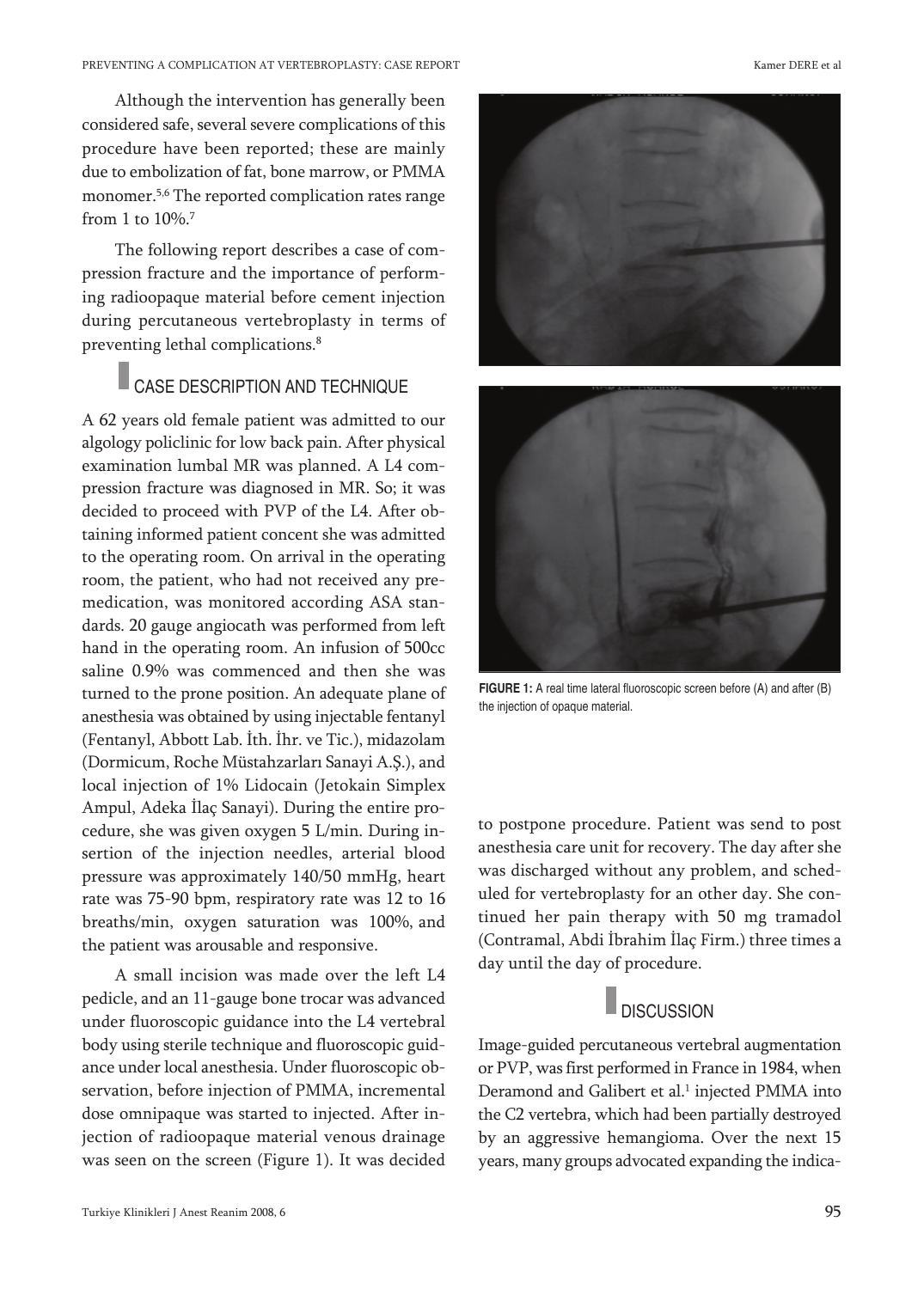Although the intervention has generally been considered safe, several severe complications of this procedure have been reported; these are mainly due to embolization of fat, bone marrow, or PMMA monomer.[5,6] The reported complication rates range from 1 to 10%.[7]

The following report describes a case of compression fracture and the importance of performing radioopaque material before cement injection during percutaneous vertebroplasty in terms of preventing lethal complications.[8]

## CASE DESCRIPTION AND TECHNIQUE

A 62 years old female patient was admitted to our algology policlinic for low back pain. After physical examination lumbal MR was planned. A L4 compression fracture was diagnosed in MR. So; it was decided to proceed with PVP of the L4. After obtaining informed patient concent she was admitted to the operating room. On arrival in the operating room, the patient, who had not received any premedication, was monitored according ASA standards. 20 gauge angiocath was performed from left hand in the operating room. An infusion of 500cc saline 0.9% was commenced and then she was turned to the prone position. An adequate plane of anesthesia was obtained by using injectable fentanyl (Fentanyl, Abbott Lab. İth. İhr. ve Tic.), midazolam (Dormicum, Roche Müstahzarları Sanayi A.Ş.), and local injection of 1% Lidocain (Jetokain Simplex Ampul, Adeka İlaç Sanayi). During the entire procedure, she was given oxygen 5 L/min. During insertion of the injection needles, arterial blood pressure was approximately 140/50 mmHg, heart rate was 75-90 bpm, respiratory rate was 12 to 16 breaths/min, oxygen saturation was 100%, and the patient was arousable and responsive.

A small incision was made over the left L4 pedicle, and an 11-gauge bone trocar was advanced under fluoroscopic guidance into the L4 vertebral body using sterile technique and fluoroscopic guidance under local anesthesia. Under fluoroscopic observation, before injection of PMMA, incremental dose omnipaque was started to injected. After injection of radioopaque material venous drainage was seen on the screen (Figure 1). It was decided to postpone procedure. Patient was send to post anesthesia care unit for recovery. The day after she was discharged without any problem, and scheduled for vertebroplasty for an other day. She continued her pain therapy with 50 mg tramadol (Contramal, Abdi İbrahim İlaç Firm.) three times a day until the day of procedure.

FIGURE 1: A real time lateral fluoroscopic screen before (A) and after (B) the injection of opaque material.

## DISCUSSION

Image-guided percutaneous vertebral augmentation or PVP, was first performed in France in 1984, when Deramond and Galibert et al.[1] injected PMMA into the C2 vertebra, which had been partially destroyed by an aggressive hemangioma. Over the next 15 years, many groups advocated expanding the indica-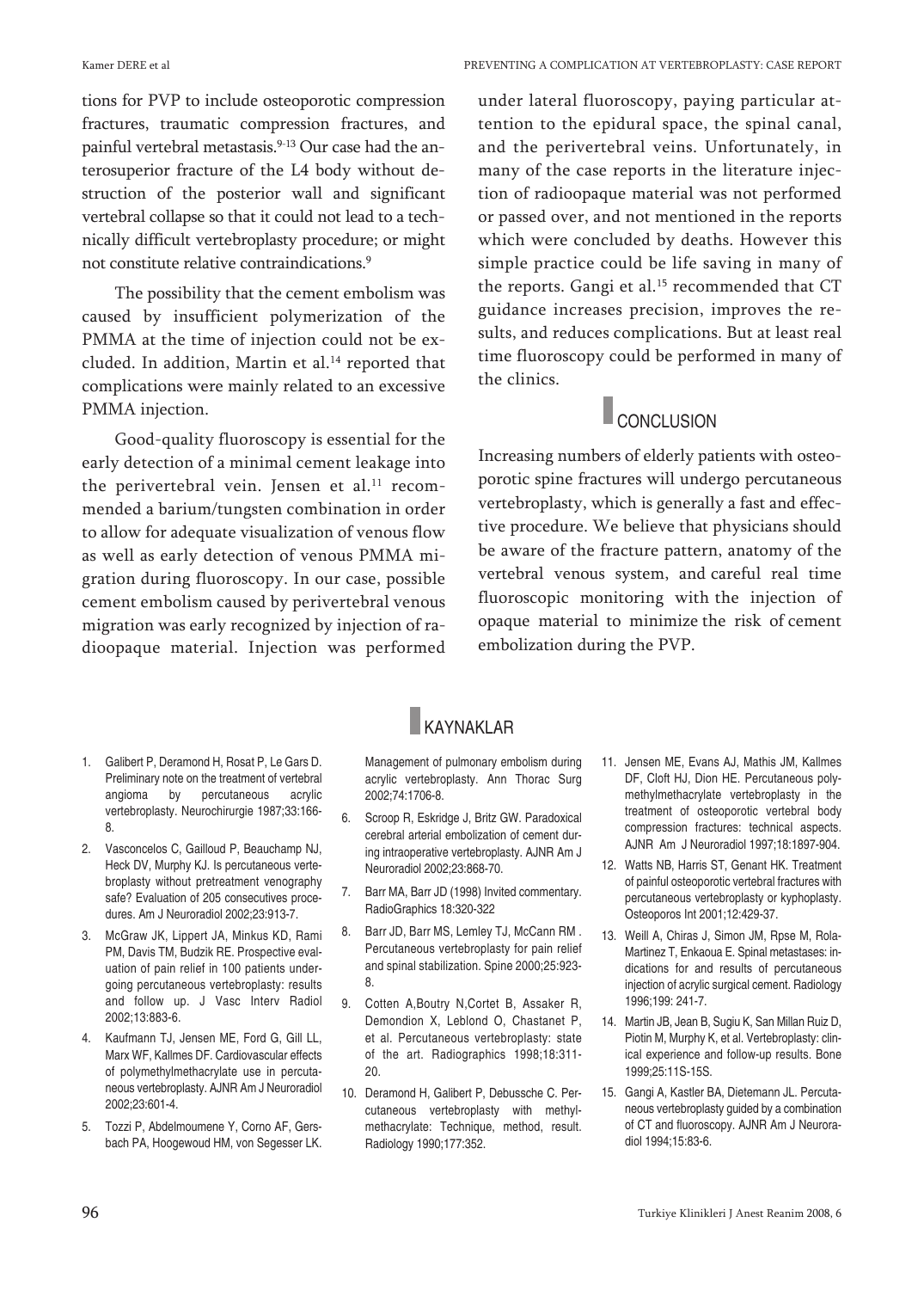tions for PVP to include osteoporotic compression fractures, traumatic compression fractures, and painful vertebral metastasis.[9-13] Our case had the anterosuperior fracture of the L4 body without destruction of the posterior wall and significant vertebral collapse so that it could not lead to a technically difficult vertebroplasty procedure; or might not constitute relative contraindications.[9]

The possibility that the cement embolism was caused by insufficient polymerization of the PMMA at the time of injection could not be excluded. In addition, Martin et al.[14] reported that complications were mainly related to an excessive PMMA injection.

Good-quality fluoroscopy is essential for the early detection of a minimal cement leakage into the perivertebral vein. Jensen et al.[11] recommended a barium/tungsten combination in order to allow for adequate visualization of venous flow as well as early detection of venous PMMA migration during fluoroscopy. In our case, possible cement embolism caused by perivertebral venous migration was early recognized by injection of radioopaque material. Injection was performed under lateral fluoroscopy, paying particular attention to the epidural space, the spinal canal, and the perivertebral veins. Unfortunately, in many of the case reports in the literature injection of radioopaque material was not performed or passed over, and not mentioned in the reports which were concluded by deaths. However this simple practice could be life saving in many of the reports. Gangi et al.[15] recommended that CT guidance increases precision, improves the results, and reduces complications. But at least real time fluoroscopy could be performed in many of the clinics.

## CONCLUSION

Increasing numbers of elderly patients with osteoporotic spine fractures will undergo percutaneous vertebroplasty, which is generally a fast and effective procedure. We believe that physicians should be aware of the fracture pattern, anatomy of the vertebral venous system, and careful real time fluoroscopic monitoring with the injection of opaque material to minimize the risk of cement embolization during the PVP.

## KAYNAKLAR

1. Galibert P, Deramond H, Rosat P, Le Gars D. Preliminary note on the treatment of vertebral angioma by percutaneous acrylic vertebroplasty. Neurochirurgie 1987;33:166-8.
2. Vasconcelos C, Gailloud P, Beauchamp NJ, Heck DV, Murphy KJ. Is percutaneous vertebroplasty without pretreatment venography safe? Evaluation of 205 consecutives procedures. Am J Neuroradiol 2002;23:913-7.
3. McGraw JK, Lippert JA, Minkus KD, Rami PM, Davis TM, Budzik RE. Prospective evaluation of pain relief in 100 patients undergoing percutaneous vertebroplasty: results and follow up. J Vasc Interv Radiol 2002;13:883-6.
4. Kaufmann TJ, Jensen ME, Ford G, Gill LL, Marx WF, Kallmes DF. Cardiovascular effects of polymethylmethacrylate use in percutaneous vertebroplasty. AJNR Am J Neuroradiol 2002;23:601-4.
5. Tozzi P, Abdelmoumene Y, Corno AF, Gersbach PA, Hoogewoud HM, von Segesser LK. Management of pulmonary embolism during acrylic vertebroplasty. Ann Thorac Surg 2002;74:1706-8.
6. Scroop R, Eskridge J, Britz GW. Paradoxical cerebral arterial embolization of cement during intraoperative vertebroplasty. AJNR Am J Neuroradiol 2002;23:868-70.
7. Barr MA, Barr JD (1998) Invited commentary. RadioGraphics 18:320-322
8. Barr JD, Barr MS, Lemley TJ, McCann RM . Percutaneous vertebroplasty for pain relief and spinal stabilization. Spine 2000;25:923-8.
9. Cotten A,Boutry N,Cortet B, Assaker R, Demondion X, Leblond O, Chastanet P, et al. Percutaneous vertebroplasty: state of the art. Radiographics 1998;18:311-20.
10. Deramond H, Galibert P, Debussche C. Percutaneous vertebroplasty with methylmethacrylate: Technique, method, result. Radiology 1990;177:352.
11. Jensen ME, Evans AJ, Mathis JM, Kallmes DF, Cloft HJ, Dion HE. Percutaneous polymethylmethacrylate vertebroplasty in the treatment of osteoporotic vertebral body compression fractures: technical aspects. AJNR Am J Neuroradiol 1997;18:1897-904.
12. Watts NB, Harris ST, Genant HK. Treatment of painful osteoporotic vertebral fractures with percutaneous vertebroplasty or kyphoplasty. Osteoporos Int 2001;12:429-37.
13. Weill A, Chiras J, Simon JM, Rpse M, Rola-Martinez T, Enkaoua E. Spinal metastases: indications for and results of percutaneous injection of acrylic surgical cement. Radiology 1996;199: 241-7.
14. Martin JB, Jean B, Sugiu K, San Millan Ruiz D, Piotin M, Murphy K, et al. Vertebroplasty: clinical experience and follow-up results. Bone 1999;25:11S-15S.
15. Gangi A, Kastler BA, Dietemann JL. Percutaneous vertebroplasty guided by a combination of CT and fluoroscopy. AJNR Am J Neuroradiol 1994;15:83-6.